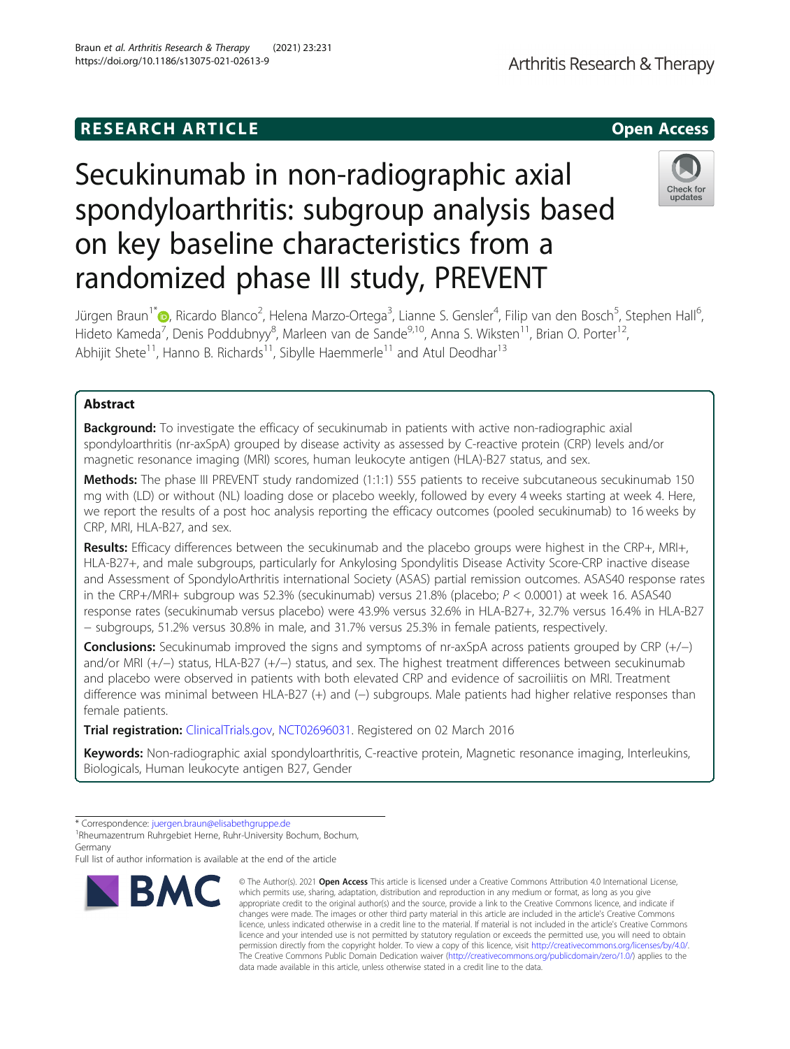RESEARCH ARTICLE

Open Access

# Secukinumab in non-radiographic axial spondyloarthritis: subgroup analysis based on key baseline characteristics from a randomized phase III study, PREVENT

Jürgen Braun[1*], Ricardo Blanco[2], Helena Marzo-Ortega[3], Lianne S. Gensler[4], Filip van den Bosch[5], Stephen Hall[6], Hideto Kameda[7], Denis Poddubnyy[8], Marleen van de Sande[9,10], Anna S. Wiksten[11], Brian O. Porter[12], Abhijit Shete[11], Hanno B. Richards[11], Sibylle Haemmerle[11] and Atul Deodhar[13]

## Abstract

**Background:** To investigate the efficacy of secukinumab in patients with active non-radiographic axial spondyloarthritis (nr-axSpA) grouped by disease activity as assessed by C-reactive protein (CRP) levels and/or magnetic resonance imaging (MRI) scores, human leukocyte antigen (HLA)-B27 status, and sex.

**Methods:** The phase III PREVENT study randomized (1:1:1) 555 patients to receive subcutaneous secukinumab 150 mg with (LD) or without (NL) loading dose or placebo weekly, followed by every 4 weeks starting at week 4. Here, we report the results of a post hoc analysis reporting the efficacy outcomes (pooled secukinumab) to 16 weeks by CRP, MRI, HLA-B27, and sex.

**Results:** Efficacy differences between the secukinumab and the placebo groups were highest in the CRP+, MRI+, HLA-B27+, and male subgroups, particularly for Ankylosing Spondylitis Disease Activity Score-CRP inactive disease and Assessment of SpondyloArthritis international Society (ASAS) partial remission outcomes. ASAS40 response rates in the CRP+/MRI+ subgroup was 52.3% (secukinumab) versus 21.8% (placebo; $P < 0.0001$) at week 16. ASAS40 response rates (secukinumab versus placebo) were 43.9% versus 32.6% in HLA-B27+, 32.7% versus 16.4% in HLA-B27 − subgroups, 51.2% versus 30.8% in male, and 31.7% versus 25.3% in female patients, respectively.

**Conclusions:** Secukinumab improved the signs and symptoms of nr-axSpA across patients grouped by CRP (+/−) and/or MRI (+/−) status, HLA-B27 (+/−) status, and sex. The highest treatment differences between secukinumab and placebo were observed in patients with both elevated CRP and evidence of sacroiliitis on MRI. Treatment difference was minimal between HLA-B27 (+) and (−) subgroups. Male patients had higher relative responses than female patients.

**Trial registration:** ClinicalTrials.gov, NCT02696031. Registered on 02 March 2016

**Keywords:** Non-radiographic axial spondyloarthritis, C-reactive protein, Magnetic resonance imaging, Interleukins, Biologicals, Human leukocyte antigen B27, Gender

* Correspondence: juergen.braun@elisabethgruppe.de
[1]Rheumazentrum Ruhrgebiet Herne, Ruhr-University Bochum, Bochum, Germany
Full list of author information is available at the end of the article

© The Author(s). 2021 **Open Access** This article is licensed under a Creative Commons Attribution 4.0 International License, which permits use, sharing, adaptation, distribution and reproduction in any medium or format, as long as you give appropriate credit to the original author(s) and the source, provide a link to the Creative Commons licence, and indicate if changes were made. The images or other third party material in this article are included in the article's Creative Commons licence, unless indicated otherwise in a credit line to the material. If material is not included in the article's Creative Commons licence and your intended use is not permitted by statutory regulation or exceeds the permitted use, you will need to obtain permission directly from the copyright holder. To view a copy of this licence, visit http://creativecommons.org/licenses/by/4.0/. The Creative Commons Public Domain Dedication waiver (http://creativecommons.org/publicdomain/zero/1.0/) applies to the data made available in this article, unless otherwise stated in a credit line to the data.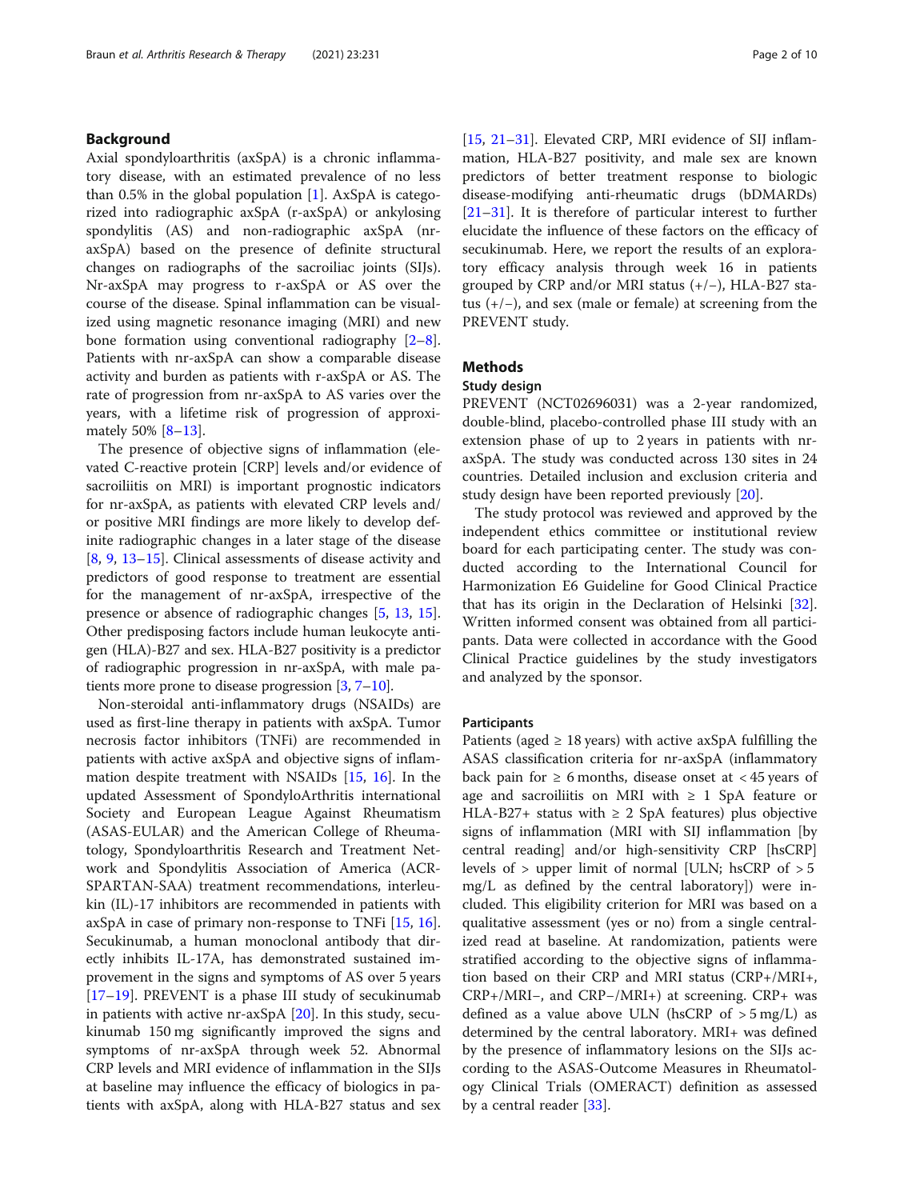## Background

Axial spondyloarthritis (axSpA) is a chronic inflammatory disease, with an estimated prevalence of no less than 0.5% in the global population [1]. AxSpA is categorized into radiographic axSpA (r-axSpA) or ankylosing spondylitis (AS) and non-radiographic axSpA (nr-axSpA) based on the presence of definite structural changes on radiographs of the sacroiliac joints (SIJs). Nr-axSpA may progress to r-axSpA or AS over the course of the disease. Spinal inflammation can be visualized using magnetic resonance imaging (MRI) and new bone formation using conventional radiography [2–8]. Patients with nr-axSpA can show a comparable disease activity and burden as patients with r-axSpA or AS. The rate of progression from nr-axSpA to AS varies over the years, with a lifetime risk of progression of approximately 50% [8–13].

The presence of objective signs of inflammation (elevated C-reactive protein [CRP] levels and/or evidence of sacroiliitis on MRI) is important prognostic indicators for nr-axSpA, as patients with elevated CRP levels and/or positive MRI findings are more likely to develop definite radiographic changes in a later stage of the disease [8, 9, 13–15]. Clinical assessments of disease activity and predictors of good response to treatment are essential for the management of nr-axSpA, irrespective of the presence or absence of radiographic changes [5, 13, 15]. Other predisposing factors include human leukocyte antigen (HLA)-B27 and sex. HLA-B27 positivity is a predictor of radiographic progression in nr-axSpA, with male patients more prone to disease progression [3, 7–10].

Non-steroidal anti-inflammatory drugs (NSAIDs) are used as first-line therapy in patients with axSpA. Tumor necrosis factor inhibitors (TNFi) are recommended in patients with active axSpA and objective signs of inflammation despite treatment with NSAIDs [15, 16]. In the updated Assessment of SpondyloArthritis international Society and European League Against Rheumatism (ASAS-EULAR) and the American College of Rheumatology, Spondyloarthritis Research and Treatment Network and Spondylitis Association of America (ACR-SPARTAN-SAA) treatment recommendations, interleukin (IL)-17 inhibitors are recommended in patients with axSpA in case of primary non-response to TNFi [15, 16]. Secukinumab, a human monoclonal antibody that directly inhibits IL-17A, has demonstrated sustained improvement in the signs and symptoms of AS over 5 years [17–19]. PREVENT is a phase III study of secukinumab in patients with active nr-axSpA [20]. In this study, secukinumab 150 mg significantly improved the signs and symptoms of nr-axSpA through week 52. Abnormal CRP levels and MRI evidence of inflammation in the SIJs at baseline may influence the efficacy of biologics in patients with axSpA, along with HLA-B27 status and sex [15, 21–31]. Elevated CRP, MRI evidence of SIJ inflammation, HLA-B27 positivity, and male sex are known predictors of better treatment response to biologic disease-modifying anti-rheumatic drugs (bDMARDs) [21–31]. It is therefore of particular interest to further elucidate the influence of these factors on the efficacy of secukinumab. Here, we report the results of an exploratory efficacy analysis through week 16 in patients grouped by CRP and/or MRI status (+/−), HLA-B27 status (+/−), and sex (male or female) at screening from the PREVENT study.

## Methods

### Study design

PREVENT (NCT02696031) was a 2-year randomized, double-blind, placebo-controlled phase III study with an extension phase of up to 2 years in patients with nr-axSpA. The study was conducted across 130 sites in 24 countries. Detailed inclusion and exclusion criteria and study design have been reported previously [20].

The study protocol was reviewed and approved by the independent ethics committee or institutional review board for each participating center. The study was conducted according to the International Council for Harmonization E6 Guideline for Good Clinical Practice that has its origin in the Declaration of Helsinki [32]. Written informed consent was obtained from all participants. Data were collected in accordance with the Good Clinical Practice guidelines by the study investigators and analyzed by the sponsor.

### Participants

Patients (aged ≥ 18 years) with active axSpA fulfilling the ASAS classification criteria for nr-axSpA (inflammatory back pain for ≥ 6 months, disease onset at < 45 years of age and sacroiliitis on MRI with ≥ 1 SpA feature or HLA-B27+ status with ≥ 2 SpA features) plus objective signs of inflammation (MRI with SIJ inflammation [by central reading] and/or high-sensitivity CRP [hsCRP] levels of > upper limit of normal [ULN; hsCRP of > 5 mg/L as defined by the central laboratory]) were included. This eligibility criterion for MRI was based on a qualitative assessment (yes or no) from a single centralized read at baseline. At randomization, patients were stratified according to the objective signs of inflammation based on their CRP and MRI status (CRP+/MRI+, CRP+/MRI−, and CRP−/MRI+) at screening. CRP+ was defined as a value above ULN (hsCRP of > 5 mg/L) as determined by the central laboratory. MRI+ was defined by the presence of inflammatory lesions on the SIJs according to the ASAS-Outcome Measures in Rheumatology Clinical Trials (OMERACT) definition as assessed by a central reader [33].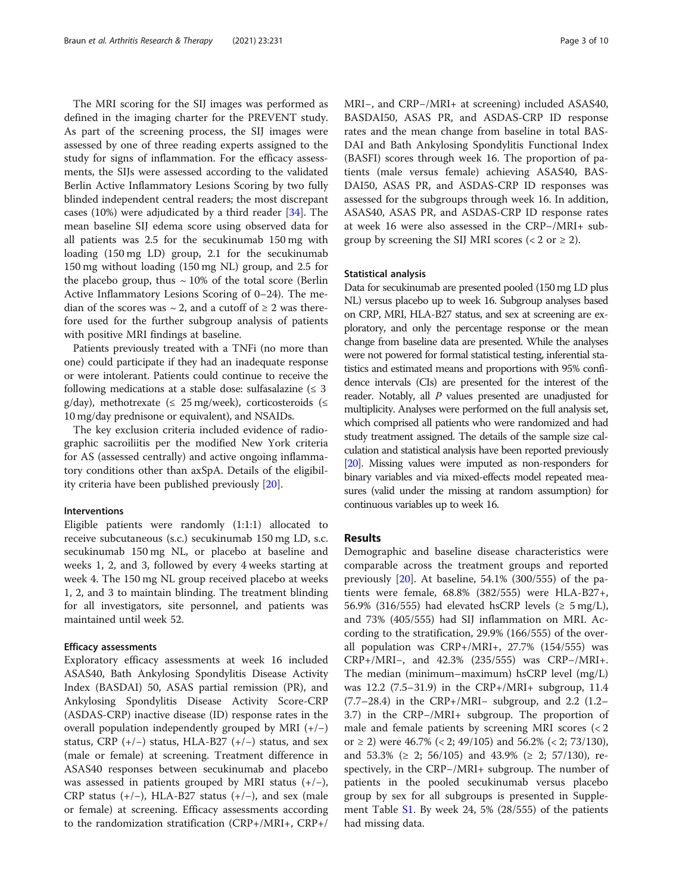The MRI scoring for the SIJ images was performed as defined in the imaging charter for the PREVENT study. As part of the screening process, the SIJ images were assessed by one of three reading experts assigned to the study for signs of inflammation. For the efficacy assessments, the SIJs were assessed according to the validated Berlin Active Inflammatory Lesions Scoring by two fully blinded independent central readers; the most discrepant cases (10%) were adjudicated by a third reader [34]. The mean baseline SIJ edema score using observed data for all patients was 2.5 for the secukinumab 150 mg with loading (150 mg LD) group, 2.1 for the secukinumab 150 mg without loading (150 mg NL) group, and 2.5 for the placebo group, thus ~ 10% of the total score (Berlin Active Inflammatory Lesions Scoring of 0–24). The median of the scores was ~ 2, and a cutoff of ≥ 2 was therefore used for the further subgroup analysis of patients with positive MRI findings at baseline.

Patients previously treated with a TNFi (no more than one) could participate if they had an inadequate response or were intolerant. Patients could continue to receive the following medications at a stable dose: sulfasalazine (≤ 3 g/day), methotrexate (≤ 25 mg/week), corticosteroids (≤ 10 mg/day prednisone or equivalent), and NSAIDs.

The key exclusion criteria included evidence of radiographic sacroiliitis per the modified New York criteria for AS (assessed centrally) and active ongoing inflammatory conditions other than axSpA. Details of the eligibility criteria have been published previously [20].

### Interventions

Eligible patients were randomly (1:1:1) allocated to receive subcutaneous (s.c.) secukinumab 150 mg LD, s.c. secukinumab 150 mg NL, or placebo at baseline and weeks 1, 2, and 3, followed by every 4 weeks starting at week 4. The 150 mg NL group received placebo at weeks 1, 2, and 3 to maintain blinding. The treatment blinding for all investigators, site personnel, and patients was maintained until week 52.

### Efficacy assessments

Exploratory efficacy assessments at week 16 included ASAS40, Bath Ankylosing Spondylitis Disease Activity Index (BASDAI) 50, ASAS partial remission (PR), and Ankylosing Spondylitis Disease Activity Score-CRP (ASDAS-CRP) inactive disease (ID) response rates in the overall population independently grouped by MRI (+/−) status, CRP (+/−) status, HLA-B27 (+/−) status, and sex (male or female) at screening. Treatment difference in ASAS40 responses between secukinumab and placebo was assessed in patients grouped by MRI status (+/−), CRP status (+/−), HLA-B27 status (+/−), and sex (male or female) at screening. Efficacy assessments according to the randomization stratification (CRP+/MRI+, CRP+/MRI−, and CRP−/MRI+ at screening) included ASAS40, BASDAI50, ASAS PR, and ASDAS-CRP ID response rates and the mean change from baseline in total BASDAI and Bath Ankylosing Spondylitis Functional Index (BASFI) scores through week 16. The proportion of patients (male versus female) achieving ASAS40, BASDAI50, ASAS PR, and ASDAS-CRP ID responses was assessed for the subgroups through week 16. In addition, ASAS40, ASAS PR, and ASDAS-CRP ID response rates at week 16 were also assessed in the CRP−/MRI+ subgroup by screening the SIJ MRI scores (< 2 or ≥ 2).

### Statistical analysis

Data for secukinumab are presented pooled (150 mg LD plus NL) versus placebo up to week 16. Subgroup analyses based on CRP, MRI, HLA-B27 status, and sex at screening are exploratory, and only the percentage response or the mean change from baseline data are presented. While the analyses were not powered for formal statistical testing, inferential statistics and estimated means and proportions with 95% confidence intervals (CIs) are presented for the interest of the reader. Notably, all *P* values presented are unadjusted for multiplicity. Analyses were performed on the full analysis set, which comprised all patients who were randomized and had study treatment assigned. The details of the sample size calculation and statistical analysis have been reported previously [20]. Missing values were imputed as non-responders for binary variables and via mixed-effects model repeated measures (valid under the missing at random assumption) for continuous variables up to week 16.

## Results

Demographic and baseline disease characteristics were comparable across the treatment groups and reported previously [20]. At baseline, 54.1% (300/555) of the patients were female, 68.8% (382/555) were HLA-B27+, 56.9% (316/555) had elevated hsCRP levels (≥ 5 mg/L), and 73% (405/555) had SIJ inflammation on MRI. According to the stratification, 29.9% (166/555) of the overall population was CRP+/MRI+, 27.7% (154/555) was CRP+/MRI−, and 42.3% (235/555) was CRP−/MRI+. The median (minimum–maximum) hsCRP level (mg/L) was 12.2 (7.5–31.9) in the CRP+/MRI+ subgroup, 11.4 (7.7–28.4) in the CRP+/MRI− subgroup, and 2.2 (1.2–3.7) in the CRP−/MRI+ subgroup. The proportion of male and female patients by screening MRI scores (< 2 or ≥ 2) were 46.7% (< 2; 49/105) and 56.2% (< 2; 73/130), and 53.3% (≥ 2; 56/105) and 43.9% (≥ 2; 57/130), respectively, in the CRP−/MRI+ subgroup. The number of patients in the pooled secukinumab versus placebo group by sex for all subgroups is presented in Supplement Table S1. By week 24, 5% (28/555) of the patients had missing data.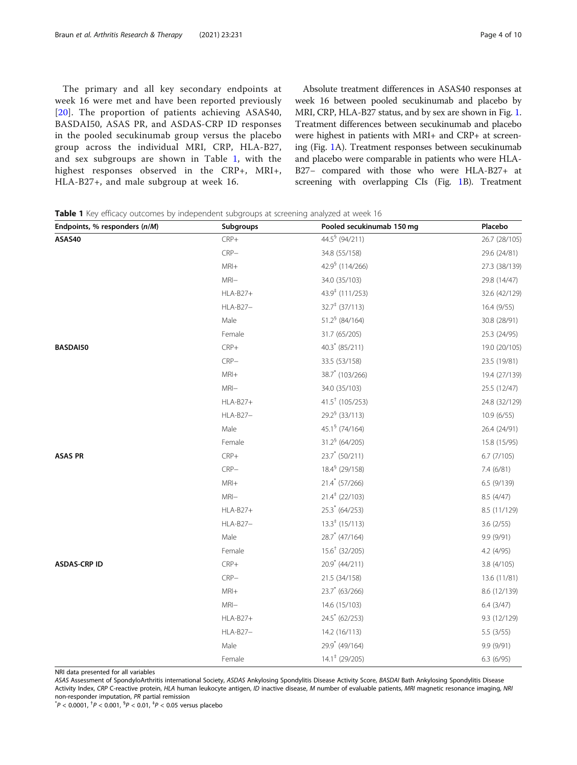The primary and all key secondary endpoints at week 16 were met and have been reported previously [20]. The proportion of patients achieving ASAS40, BASDAI50, ASAS PR, and ASDAS-CRP ID responses in the pooled secukinumab group versus the placebo group across the individual MRI, CRP, HLA-B27, and sex subgroups are shown in Table 1, with the highest responses observed in the CRP+, MRI+, HLA-B27+, and male subgroup at week 16.

Absolute treatment differences in ASAS40 responses at week 16 between pooled secukinumab and placebo by MRI, CRP, HLA-B27 status, and by sex are shown in Fig. 1. Treatment differences between secukinumab and placebo were highest in patients with MRI+ and CRP+ at screening (Fig. 1A). Treatment responses between secukinumab and placebo were comparable in patients who were HLA-B27− compared with those who were HLA-B27+ at screening with overlapping CIs (Fig. 1B). Treatment

**Table 1** Key efficacy outcomes by independent subgroups at screening analyzed at week 16

| Endpoints, % responders (*n*/*M*) | Subgroups | Pooled secukinumab 150 mg | Placebo |
|---|---|---|---|
| **ASAS40** | CRP+ | 44.5[§] (94/211) | 26.7 (28/105) |
| | CRP− | 34.8 (55/158) | 29.6 (24/81) |
| | MRI+ | 42.9[§] (114/266) | 27.3 (38/139) |
| | MRI− | 34.0 (35/103) | 29.8 (14/47) |
| | HLA-B27+ | 43.9[‡] (111/253) | 32.6 (42/129) |
| | HLA-B27− | 32.7[‡] (37/113) | 16.4 (9/55) |
| | Male | 51.2[§] (84/164) | 30.8 (28/91) |
| | Female | 31.7 (65/205) | 25.3 (24/95) |
| **BASDAI50** | CRP+ | 40.3[*] (85/211) | 19.0 (20/105) |
| | CRP− | 33.5 (53/158) | 23.5 (19/81) |
| | MRI+ | 38.7[*] (103/266) | 19.4 (27/139) |
| | MRI− | 34.0 (35/103) | 25.5 (12/47) |
| | HLA-B27+ | 41.5[†] (105/253) | 24.8 (32/129) |
| | HLA-B27− | 29.2[§] (33/113) | 10.9 (6/55) |
| | Male | 45.1[§] (74/164) | 26.4 (24/91) |
| | Female | 31.2[§] (64/205) | 15.8 (15/95) |
| **ASAS PR** | CRP+ | 23.7[*] (50/211) | 6.7 (7/105) |
| | CRP− | 18.4[§] (29/158) | 7.4 (6/81) |
| | MRI+ | 21.4[*] (57/266) | 6.5 (9/139) |
| | MRI− | 21.4[‡] (22/103) | 8.5 (4/47) |
| | HLA-B27+ | 25.3[*] (64/253) | 8.5 (11/129) |
| | HLA-B27− | 13.3[‡] (15/113) | 3.6 (2/55) |
| | Male | 28.7[*] (47/164) | 9.9 (9/91) |
| | Female | 15.6[†] (32/205) | 4.2 (4/95) |
| **ASDAS-CRP ID** | CRP+ | 20.9[*] (44/211) | 3.8 (4/105) |
| | CRP− | 21.5 (34/158) | 13.6 (11/81) |
| | MRI+ | 23.7[*] (63/266) | 8.6 (12/139) |
| | MRI− | 14.6 (15/103) | 6.4 (3/47) |
| | HLA-B27+ | 24.5[*] (62/253) | 9.3 (12/129) |
| | HLA-B27− | 14.2 (16/113) | 5.5 (3/55) |
| | Male | 29.9[*] (49/164) | 9.9 (9/91) |
| | Female | 14.1[‡] (29/205) | 6.3 (6/95) |

NRI data presented for all variables

*ASAS* Assessment of SpondyloArthritis international Society, *ASDAS* Ankylosing Spondylitis Disease Activity Score, *BASDAI* Bath Ankylosing Spondylitis Disease Activity Index, *CRP* C-reactive protein, *HLA* human leukocyte antigen, *ID* inactive disease, *M* number of evaluable patients, *MRI* magnetic resonance imaging, *NRI* non-responder imputation, *PR* partial remission

[*] $P < 0.0001$, [†] $P < 0.001$, [§] $P < 0.01$, [‡] $P < 0.05$ versus placebo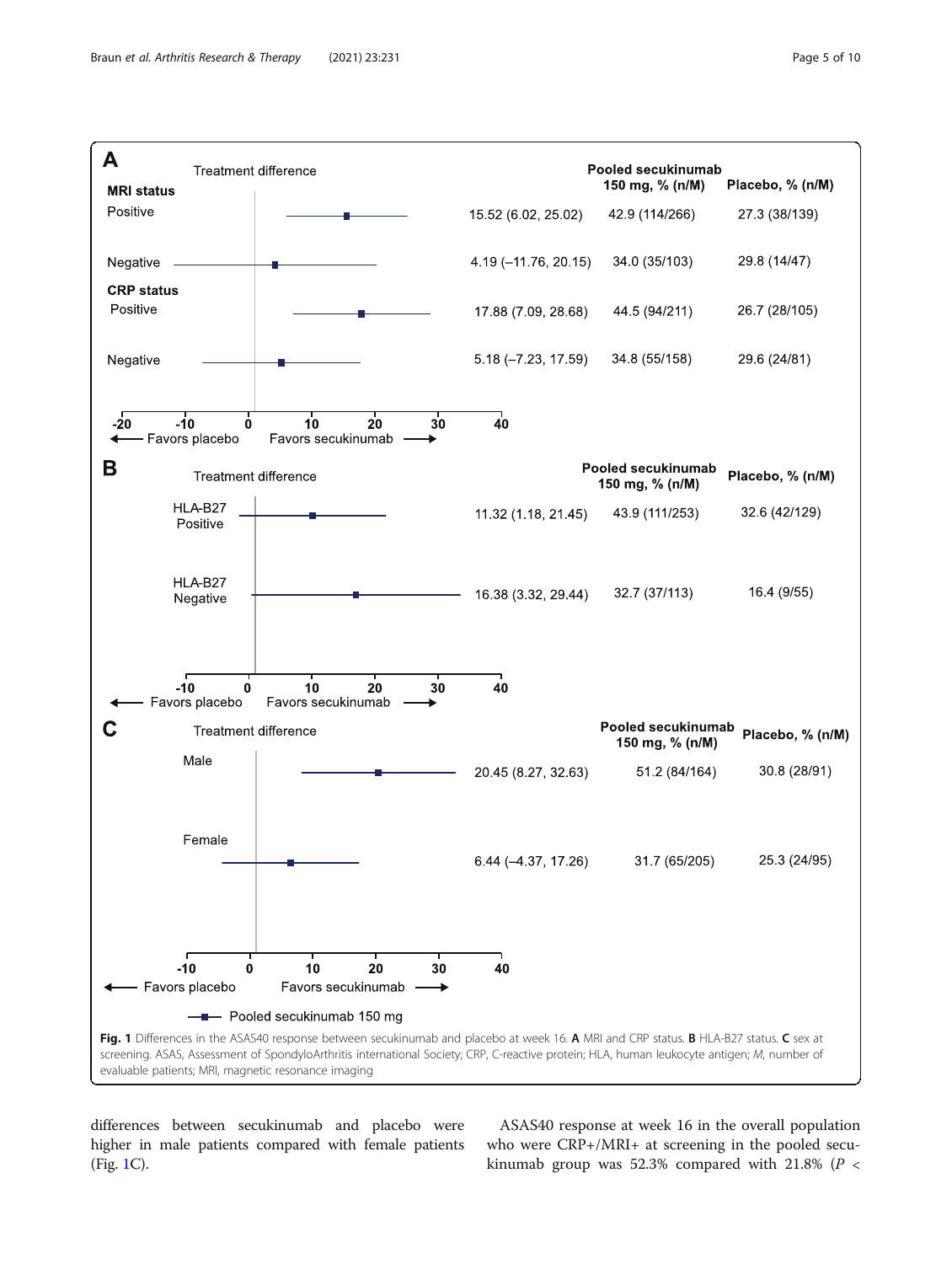**A**

| | Treatment difference | Pooled secukinumab 150 mg, % (n/M) | Placebo, % (n/M) |
|---|---|---|---|
| **MRI status** | | | |
| Positive | 15.52 (6.02, 25.02) | 42.9 (114/266) | 27.3 (38/139) |
| Negative | 4.19 (–11.76, 20.15) | 34.0 (35/103) | 29.8 (14/47) |
| **CRP status** | | | |
| Positive | 17.88 (7.09, 28.68) | 44.5 (94/211) | 26.7 (28/105) |
| Negative | 5.18 (–7.23, 17.59) | 34.8 (55/158) | 29.6 (24/81) |

← Favors placebo  Favors secukinumab →

**B**

| | Treatment difference | Pooled secukinumab 150 mg, % (n/M) | Placebo, % (n/M) |
|---|---|---|---|
| HLA-B27 Positive | 11.32 (1.18, 21.45) | 43.9 (111/253) | 32.6 (42/129) |
| HLA-B27 Negative | 16.38 (3.32, 29.44) | 32.7 (37/113) | 16.4 (9/55) |

← Favors placebo  Favors secukinumab →

**C**

| | Treatment difference | Pooled secukinumab 150 mg, % (n/M) | Placebo, % (n/M) |
|---|---|---|---|
| Male | 20.45 (8.27, 32.63) | 51.2 (84/164) | 30.8 (28/91) |
| Female | 6.44 (–4.37, 17.26) | 31.7 (65/205) | 25.3 (24/95) |

← Favors placebo  Favors secukinumab →

■ Pooled secukinumab 150 mg

**Fig. 1** Differences in the ASAS40 response between secukinumab and placebo at week 16. **A** MRI and CRP status. **B** HLA-B27 status. **C** sex at screening. ASAS, Assessment of SpondyloArthritis international Society; CRP, C-reactive protein; HLA, human leukocyte antigen; *M*, number of evaluable patients; MRI, magnetic resonance imaging

differences between secukinumab and placebo were higher in male patients compared with female patients (Fig. 1C).

ASAS40 response at week 16 in the overall population who were CRP+/MRI+ at screening in the pooled secukinumab group was 52.3% compared with 21.8% ($P$ <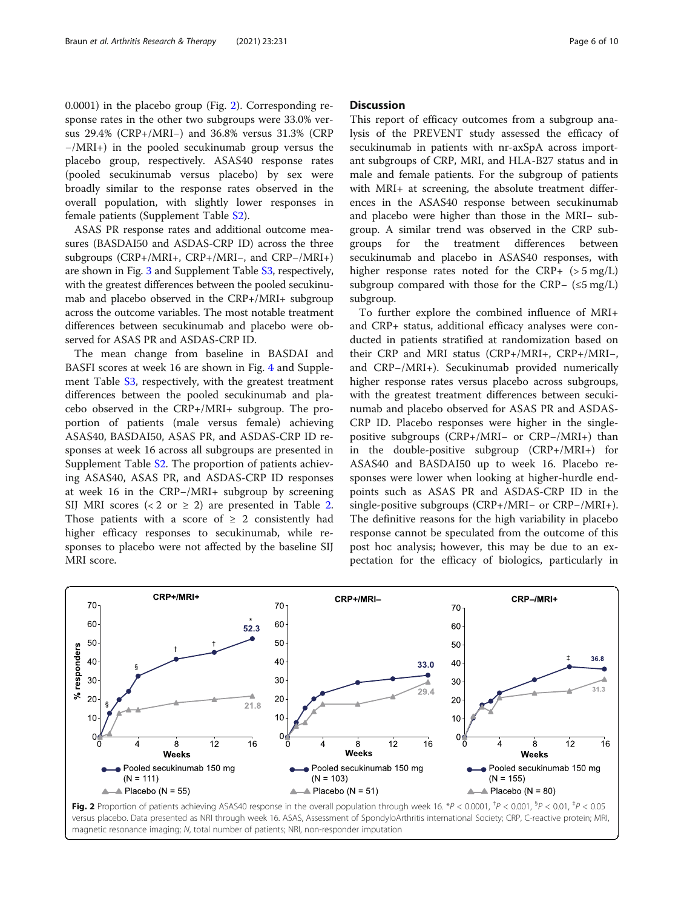0.0001) in the placebo group (Fig. 2). Corresponding response rates in the other two subgroups were 33.0% versus 29.4% (CRP+/MRI−) and 36.8% versus 31.3% (CRP−/MRI+) in the pooled secukinumab group versus the placebo group, respectively. ASAS40 response rates (pooled secukinumab versus placebo) by sex were broadly similar to the response rates observed in the overall population, with slightly lower responses in female patients (Supplement Table S2).

ASAS PR response rates and additional outcome measures (BASDAI50 and ASDAS-CRP ID) across the three subgroups (CRP+/MRI+, CRP+/MRI−, and CRP−/MRI+) are shown in Fig. 3 and Supplement Table S3, respectively, with the greatest differences between the pooled secukinumab and placebo observed in the CRP+/MRI+ subgroup across the outcome variables. The most notable treatment differences between secukinumab and placebo were observed for ASAS PR and ASDAS-CRP ID.

The mean change from baseline in BASDAI and BASFI scores at week 16 are shown in Fig. 4 and Supplement Table S3, respectively, with the greatest treatment differences between the pooled secukinumab and placebo observed in the CRP+/MRI+ subgroup. The proportion of patients (male versus female) achieving ASAS40, BASDAI50, ASAS PR, and ASDAS-CRP ID responses at week 16 across all subgroups are presented in Supplement Table S2. The proportion of patients achieving ASAS40, ASAS PR, and ASDAS-CRP ID responses at week 16 in the CRP−/MRI+ subgroup by screening SIJ MRI scores (< 2 or ≥ 2) are presented in Table 2. Those patients with a score of ≥ 2 consistently had higher efficacy responses to secukinumab, while responses to placebo were not affected by the baseline SIJ MRI score.

## Discussion

This report of efficacy outcomes from a subgroup analysis of the PREVENT study assessed the efficacy of secukinumab in patients with nr-axSpA across important subgroups of CRP, MRI, and HLA-B27 status and in male and female patients. For the subgroup of patients with MRI+ at screening, the absolute treatment differences in the ASAS40 response between secukinumab and placebo were higher than those in the MRI− subgroup. A similar trend was observed in the CRP subgroups for the treatment differences between secukinumab and placebo in ASAS40 responses, with higher response rates noted for the CRP+ (> 5 mg/L) subgroup compared with those for the CRP− (≤5 mg/L) subgroup.

To further explore the combined influence of MRI+ and CRP+ status, additional efficacy analyses were conducted in patients stratified at randomization based on their CRP and MRI status (CRP+/MRI+, CRP+/MRI−, and CRP−/MRI+). Secukinumab provided numerically higher response rates versus placebo across subgroups, with the greatest treatment differences between secukinumab and placebo observed for ASAS PR and ASDAS-CRP ID. Placebo responses were higher in the single-positive subgroups (CRP+/MRI− or CRP−/MRI+) than in the double-positive subgroup (CRP+/MRI+) for ASAS40 and BASDAI50 up to week 16. Placebo responses were lower when looking at higher-hurdle endpoints such as ASAS PR and ASDAS-CRP ID in the single-positive subgroups (CRP+/MRI− or CRP−/MRI+). The definitive reasons for the high variability in placebo response cannot be speculated from the outcome of this post hoc analysis; however, this may be due to an expectation for the efficacy of biologics, particularly in

**Fig. 2** Proportion of patients achieving ASAS40 response in the overall population through week 16. *$P < 0.0001$, †$P < 0.001$, §$P < 0.01$, ‡$P < 0.05$ versus placebo. Data presented as NRI through week 16. ASAS, Assessment of SpondyloArthritis international Society; CRP, C-reactive protein; MRI, magnetic resonance imaging; N, total number of patients; NRI, non-responder imputation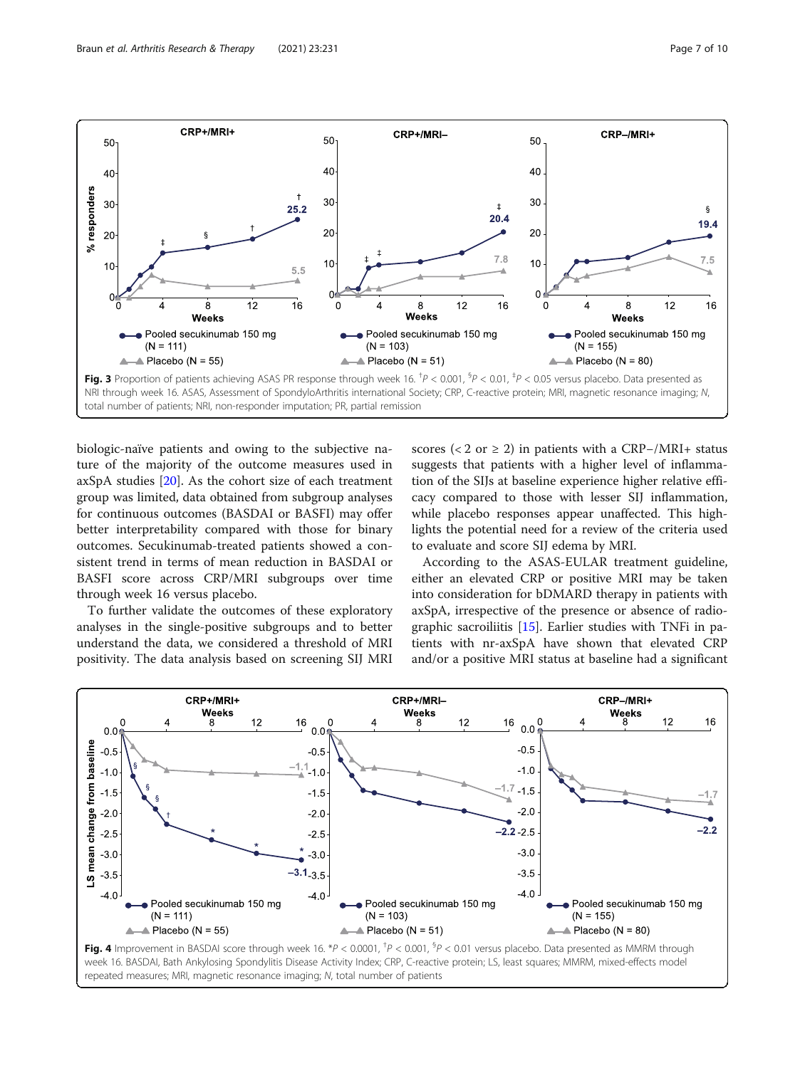**Fig. 3** Proportion of patients achieving ASAS PR response through week 16. [†]$P < 0.001$, [§]$P < 0.01$, [‡]$P < 0.05$ versus placebo. Data presented as NRI through week 16. ASAS, Assessment of SpondyloArthritis international Society; CRP, C-reactive protein; MRI, magnetic resonance imaging; *N*, total number of patients; NRI, non-responder imputation; PR, partial remission

biologic-naïve patients and owing to the subjective nature of the majority of the outcome measures used in axSpA studies [20]. As the cohort size of each treatment group was limited, data obtained from subgroup analyses for continuous outcomes (BASDAI or BASFI) may offer better interpretability compared with those for binary outcomes. Secukinumab-treated patients showed a consistent trend in terms of mean reduction in BASDAI or BASFI score across CRP/MRI subgroups over time through week 16 versus placebo.

To further validate the outcomes of these exploratory analyses in the single-positive subgroups and to better understand the data, we considered a threshold of MRI positivity. The data analysis based on screening SIJ MRI scores (< 2 or ≥ 2) in patients with a CRP−/MRI+ status suggests that patients with a higher level of inflammation of the SIJs at baseline experience higher relative efficacy compared to those with lesser SIJ inflammation, while placebo responses appear unaffected. This highlights the potential need for a review of the criteria used to evaluate and score SIJ edema by MRI.

According to the ASAS-EULAR treatment guideline, either an elevated CRP or positive MRI may be taken into consideration for bDMARD therapy in patients with axSpA, irrespective of the presence or absence of radiographic sacroiliitis [15]. Earlier studies with TNFi in patients with nr-axSpA have shown that elevated CRP and/or a positive MRI status at baseline had a significant

**Fig. 4** Improvement in BASDAI score through week 16. *$P < 0.0001$, [†]$P < 0.001$, [§]$P < 0.01$ versus placebo. Data presented as MMRM through week 16. BASDAI, Bath Ankylosing Spondylitis Disease Activity Index; CRP, C-reactive protein; LS, least squares; MMRM, mixed-effects model repeated measures; MRI, magnetic resonance imaging; *N*, total number of patients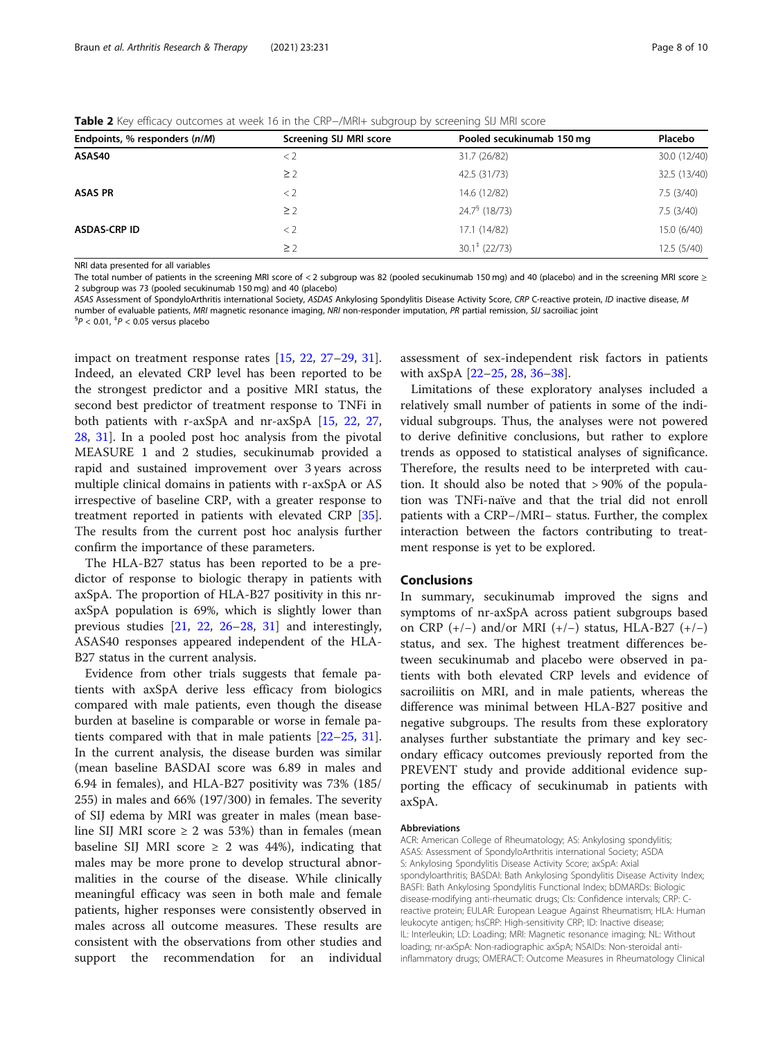**Table 2** Key efficacy outcomes at week 16 in the CRP−/MRI+ subgroup by screening SIJ MRI score

| Endpoints, % responders (n/M) | Screening SIJ MRI score | Pooled secukinumab 150 mg | Placebo |
|---|---|---|---|
| **ASAS40** | < 2 | 31.7 (26/82) | 30.0 (12/40) |
| | ≥ 2 | 42.5 (31/73) | 32.5 (13/40) |
| **ASAS PR** | < 2 | 14.6 (12/82) | 7.5 (3/40) |
| | ≥ 2 | 24.7[§] (18/73) | 7.5 (3/40) |
| **ASDAS-CRP ID** | < 2 | 17.1 (14/82) | 15.0 (6/40) |
| | ≥ 2 | 30.1[‡] (22/73) | 12.5 (5/40) |

NRI data presented for all variables

The total number of patients in the screening MRI score of < 2 subgroup was 82 (pooled secukinumab 150 mg) and 40 (placebo) and in the screening MRI score ≥ 2 subgroup was 73 (pooled secukinumab 150 mg) and 40 (placebo)

*ASAS* Assessment of SpondyloArthritis international Society, *ASDAS* Ankylosing Spondylitis Disease Activity Score, *CRP* C-reactive protein, *ID* inactive disease, *M* number of evaluable patients, *MRI* magnetic resonance imaging, *NRI* non-responder imputation, *PR* partial remission, *SIJ* sacroiliac joint

[§]$P < 0.01$, [‡]$P < 0.05$ versus placebo

impact on treatment response rates [15, 22, 27–29, 31]. Indeed, an elevated CRP level has been reported to be the strongest predictor and a positive MRI status, the second best predictor of treatment response to TNFi in both patients with r-axSpA and nr-axSpA [15, 22, 27, 28, 31]. In a pooled post hoc analysis from the pivotal MEASURE 1 and 2 studies, secukinumab provided a rapid and sustained improvement over 3 years across multiple clinical domains in patients with r-axSpA or AS irrespective of baseline CRP, with a greater response to treatment reported in patients with elevated CRP [35]. The results from the current post hoc analysis further confirm the importance of these parameters.

The HLA-B27 status has been reported to be a predictor of response to biologic therapy in patients with axSpA. The proportion of HLA-B27 positivity in this nr-axSpA population is 69%, which is slightly lower than previous studies [21, 22, 26–28, 31] and interestingly, ASAS40 responses appeared independent of the HLA-B27 status in the current analysis.

Evidence from other trials suggests that female patients with axSpA derive less efficacy from biologics compared with male patients, even though the disease burden at baseline is comparable or worse in female patients compared with that in male patients [22–25, 31]. In the current analysis, the disease burden was similar (mean baseline BASDAI score was 6.89 in males and 6.94 in females), and HLA-B27 positivity was 73% (185/255) in males and 66% (197/300) in females. The severity of SIJ edema by MRI was greater in males (mean baseline SIJ MRI score ≥ 2 was 53%) than in females (mean baseline SIJ MRI score ≥ 2 was 44%), indicating that males may be more prone to develop structural abnormalities in the course of the disease. While clinically meaningful efficacy was seen in both male and female patients, higher responses were consistently observed in males across all outcome measures. These results are consistent with the observations from other studies and support the recommendation for an individual assessment of sex-independent risk factors in patients with axSpA [22–25, 28, 36–38].

Limitations of these exploratory analyses included a relatively small number of patients in some of the individual subgroups. Thus, the analyses were not powered to derive definitive conclusions, but rather to explore trends as opposed to statistical analyses of significance. Therefore, the results need to be interpreted with caution. It should also be noted that > 90% of the population was TNFi-naïve and that the trial did not enroll patients with a CRP−/MRI− status. Further, the complex interaction between the factors contributing to treatment response is yet to be explored.

## Conclusions

In summary, secukinumab improved the signs and symptoms of nr-axSpA across patient subgroups based on CRP (+/−) and/or MRI (+/−) status, HLA-B27 (+/−) status, and sex. The highest treatment differences between secukinumab and placebo were observed in patients with both elevated CRP levels and evidence of sacroiliitis on MRI, and in male patients, whereas the difference was minimal between HLA-B27 positive and negative subgroups. The results from these exploratory analyses further substantiate the primary and key secondary efficacy outcomes previously reported from the PREVENT study and provide additional evidence supporting the efficacy of secukinumab in patients with axSpA.

#### Abbreviations

ACR: American College of Rheumatology; AS: Ankylosing spondylitis; ASAS: Assessment of SpondyloArthritis international Society; ASDAS: Ankylosing Spondylitis Disease Activity Score; axSpA: Axial spondyloarthritis; BASDAI: Bath Ankylosing Spondylitis Disease Activity Index; BASFI: Bath Ankylosing Spondylitis Functional Index; bDMARDs: Biologic disease-modifying anti-rheumatic drugs; CIs: Confidence intervals; CRP: C-reactive protein; EULAR: European League Against Rheumatism; HLA: Human leukocyte antigen; hsCRP: High-sensitivity CRP; ID: Inactive disease; IL: Interleukin; LD: Loading; MRI: Magnetic resonance imaging; NL: Without loading; nr-axSpA: Non-radiographic axSpA; NSAIDs: Non-steroidal anti-inflammatory drugs; OMERACT: Outcome Measures in Rheumatology Clinical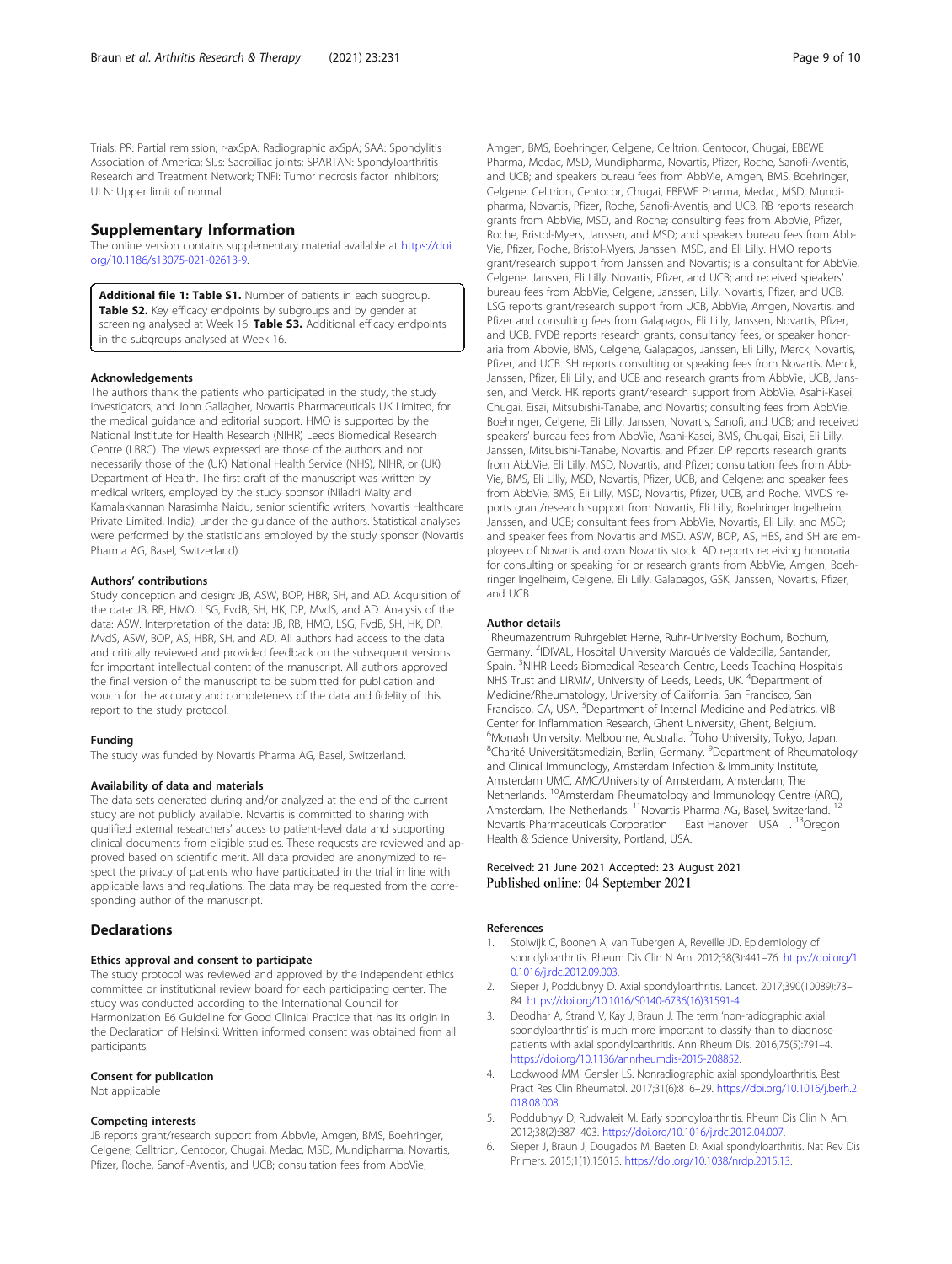Trials; PR: Partial remission; r-axSpA: Radiographic axSpA; SAA: Spondylitis Association of America; SIJs: Sacroiliac joints; SPARTAN: Spondyloarthritis Research and Treatment Network; TNFi: Tumor necrosis factor inhibitors; ULN: Upper limit of normal

## Supplementary Information

The online version contains supplementary material available at https://doi.org/10.1186/s13075-021-02613-9.

**Additional file 1: Table S1.** Number of patients in each subgroup. **Table S2.** Key efficacy endpoints by subgroups and by gender at screening analysed at Week 16. **Table S3.** Additional efficacy endpoints in the subgroups analysed at Week 16.

### Acknowledgements

The authors thank the patients who participated in the study, the study investigators, and John Gallagher, Novartis Pharmaceuticals UK Limited, for the medical guidance and editorial support. HMO is supported by the National Institute for Health Research (NIHR) Leeds Biomedical Research Centre (LBRC). The views expressed are those of the authors and not necessarily those of the (UK) National Health Service (NHS), NIHR, or (UK) Department of Health. The first draft of the manuscript was written by medical writers, employed by the study sponsor (Niladri Maity and Kamalakkannan Narasimha Naidu, senior scientific writers, Novartis Healthcare Private Limited, India), under the guidance of the authors. Statistical analyses were performed by the statisticians employed by the study sponsor (Novartis Pharma AG, Basel, Switzerland).

### Authors' contributions

Study conception and design: JB, ASW, BOP, HBR, SH, and AD. Acquisition of the data: JB, RB, HMO, LSG, FvdB, SH, HK, DP, MvdS, and AD. Analysis of the data: ASW. Interpretation of the data: JB, RB, HMO, LSG, FvdB, SH, HK, DP, MvdS, ASW, BOP, AS, HBR, SH, and AD. All authors had access to the data and critically reviewed and provided feedback on the subsequent versions for important intellectual content of the manuscript. All authors approved the final version of the manuscript to be submitted for publication and vouch for the accuracy and completeness of the data and fidelity of this report to the study protocol.

### Funding

The study was funded by Novartis Pharma AG, Basel, Switzerland.

### Availability of data and materials

The data sets generated during and/or analyzed at the end of the current study are not publicly available. Novartis is committed to sharing with qualified external researchers' access to patient-level data and supporting clinical documents from eligible studies. These requests are reviewed and approved based on scientific merit. All data provided are anonymized to respect the privacy of patients who have participated in the trial in line with applicable laws and regulations. The data may be requested from the corresponding author of the manuscript.

## Declarations

### Ethics approval and consent to participate

The study protocol was reviewed and approved by the independent ethics committee or institutional review board for each participating center. The study was conducted according to the International Council for Harmonization E6 Guideline for Good Clinical Practice that has its origin in the Declaration of Helsinki. Written informed consent was obtained from all participants.

### Consent for publication

Not applicable

### Competing interests

JB reports grant/research support from AbbVie, Amgen, BMS, Boehringer, Celgene, Celltrion, Centocor, Chugai, Medac, MSD, Mundipharma, Novartis, Pfizer, Roche, Sanofi-Aventis, and UCB; consultation fees from AbbVie, Amgen, BMS, Boehringer, Celgene, Celltrion, Centocor, Chugai, EBEWE Pharma, Medac, MSD, Mundipharma, Novartis, Pfizer, Roche, Sanofi-Aventis, and UCB; and speakers bureau fees from AbbVie, Amgen, BMS, Boehringer, Celgene, Celltrion, Centocor, Chugai, EBEWE Pharma, Medac, MSD, Mundipharma, Novartis, Pfizer, Roche, Sanofi-Aventis, and UCB. RB reports research grants from AbbVie, MSD, and Roche; consulting fees from AbbVie, Pfizer, Roche, Bristol-Myers, Janssen, and MSD; and speakers bureau fees from AbbVie, Pfizer, Roche, Bristol-Myers, Janssen, MSD, and Eli Lilly. HMO reports grant/research support from Janssen and Novartis; is a consultant for AbbVie, Celgene, Janssen, Eli Lilly, Novartis, Pfizer, and UCB; and received speakers' bureau fees from AbbVie, Celgene, Janssen, Lilly, Novartis, Pfizer, and UCB. LSG reports grant/research support from UCB, AbbVie, Amgen, Novartis, and Pfizer and consulting fees from Galapagos, Eli Lilly, Janssen, Novartis, Pfizer, and UCB. FVDB reports research grants, consultancy fees, or speaker honoraria from AbbVie, BMS, Celgene, Galapagos, Janssen, Eli Lilly, Merck, Novartis, Pfizer, and UCB. SH reports consulting or speaking fees from Novartis, Merck, Janssen, Pfizer, Eli Lilly, and UCB and research grants from AbbVie, UCB, Janssen, and Merck. HK reports grant/research support from AbbVie, Asahi-Kasei, Chugai, Eisai, Mitsubishi-Tanabe, and Novartis; consulting fees from AbbVie, Boehringer, Celgene, Eli Lilly, Janssen, Novartis, Sanofi, and UCB; and received speakers' bureau fees from AbbVie, Asahi-Kasei, BMS, Chugai, Eisai, Eli Lilly, Janssen, Mitsubishi-Tanabe, Novartis, and Pfizer. DP reports research grants from AbbVie, Eli Lilly, MSD, Novartis, and Pfizer; consultation fees from AbbVie, BMS, Eli Lilly, MSD, Novartis, Pfizer, UCB, and Celgene; and speaker fees from AbbVie, BMS, Eli Lilly, MSD, Novartis, Pfizer, UCB, and Roche. MVDS reports grant/research support from Novartis, Eli Lilly, Boehringer Ingelheim, Janssen, and UCB; consultant fees from AbbVie, Novartis, Eli Lilly, and MSD; and speaker fees from Novartis and MSD. ASW, BOP, AS, HBS, and SH are employees of Novartis and own Novartis stock. AD reports receiving honoraria for consulting or speaking for or research grants from AbbVie, Amgen, Boehringer Ingelheim, Celgene, Eli Lilly, Galapagos, GSK, Janssen, Novartis, Pfizer, and UCB.

### Author details

[1]Rheumazentrum Ruhrgebiet Herne, Ruhr-University Bochum, Bochum, Germany. [2]IDIVAL, Hospital University Marqués de Valdecilla, Santander, Spain. [3]NIHR Leeds Biomedical Research Centre, Leeds Teaching Hospitals NHS Trust and LIRMM, University of Leeds, Leeds, UK. [4]Department of Medicine/Rheumatology, University of California, San Francisco, San Francisco, CA, USA. [5]Department of Internal Medicine and Pediatrics, VIB Center for Inflammation Research, Ghent University, Ghent, Belgium. [6]Monash University, Melbourne, Australia. [7]Toho University, Tokyo, Japan. [8]Charité Universitätsmedizin, Berlin, Germany. [9]Department of Rheumatology and Clinical Immunology, Amsterdam Infection & Immunity Institute, Amsterdam UMC, AMC/University of Amsterdam, Amsterdam, The Netherlands. [10]Amsterdam Rheumatology and Immunology Centre (ARC), Amsterdam, The Netherlands. [11]Novartis Pharma AG, Basel, Switzerland. [12]Novartis Pharmaceuticals Corporation East Hanover USA . [13]Oregon Health & Science University, Portland, USA.

Received: 21 June 2021 Accepted: 23 August 2021
Published online: 04 September 2021

### References

1. Stolwijk C, Boonen A, van Tubergen A, Reveille JD. Epidemiology of spondyloarthritis. Rheum Dis Clin N Am. 2012;38(3):441–76. https://doi.org/10.1016/j.rdc.2012.09.003.
2. Sieper J, Poddubnyy D. Axial spondyloarthritis. Lancet. 2017;390(10089):73–84. https://doi.org/10.1016/S0140-6736(16)31591-4.
3. Deodhar A, Strand V, Kay J, Braun J. The term 'non-radiographic axial spondyloarthritis' is much more important to classify than to diagnose patients with axial spondyloarthritis. Ann Rheum Dis. 2016;75(5):791–4. https://doi.org/10.1136/annrheumdis-2015-208852.
4. Lockwood MM, Gensler LS. Nonradiographic axial spondyloarthritis. Best Pract Res Clin Rheumatol. 2017;31(6):816–29. https://doi.org/10.1016/j.berh.2018.08.008.
5. Poddubnyy D, Rudwaleit M. Early spondyloarthritis. Rheum Dis Clin N Am. 2012;38(2):387–403. https://doi.org/10.1016/j.rdc.2012.04.007.
6. Sieper J, Braun J, Dougados M, Baeten D. Axial spondyloarthritis. Nat Rev Dis Primers. 2015;1(1):15013. https://doi.org/10.1038/nrdp.2015.13.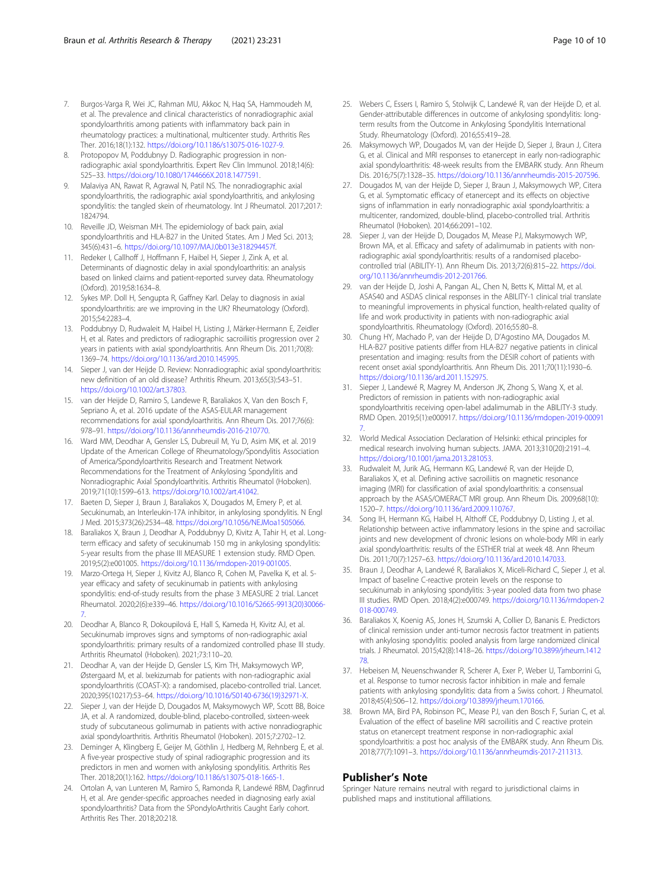7. Burgos-Varga R, Wei JC, Rahman MU, Akkoc N, Haq SA, Hammoudeh M, et al. The prevalence and clinical characteristics of nonradiographic axial spondyloarthritis among patients with inflammatory back pain in rheumatology practices: a multinational, multicenter study. Arthritis Res Ther. 2016;18(1):132. https://doi.org/10.1186/s13075-016-1027-9.
8. Protopopov M, Poddubnyy D. Radiographic progression in non-radiographic axial spondyloarthritis. Expert Rev Clin Immunol. 2018;14(6): 525–33. https://doi.org/10.1080/1744666X.2018.1477591.
9. Malaviya AN, Rawat R, Agrawal N, Patil NS. The nonradiographic axial spondyloarthritis, the radiographic axial spondyloarthritis, and ankylosing spondylitis: the tangled skein of rheumatology. Int J Rheumatol. 2017;2017: 1824794.
10. Reveille JD, Weisman MH. The epidemiology of back pain, axial spondyloarthritis and HLA-B27 in the United States. Am J Med Sci. 2013; 345(6):431–6. https://doi.org/10.1097/MAJ.0b013e318294457f.
11. Redeker I, Callhoff J, Hoffmann F, Haibel H, Sieper J, Zink A, et al. Determinants of diagnostic delay in axial spondyloarthritis: an analysis based on linked claims and patient-reported survey data. Rheumatology (Oxford). 2019;58:1634–8.
12. Sykes MP. Doll H, Sengupta R, Gaffney Karl. Delay to diagnosis in axial spondyloarthritis: are we improving in the UK? Rheumatology (Oxford). 2015;54:2283–4.
13. Poddubnyy D, Rudwaleit M, Haibel H, Listing J, Märker-Hermann E, Zeidler H, et al. Rates and predictors of radiographic sacroiliitis progression over 2 years in patients with axial spondyloarthritis. Ann Rheum Dis. 2011;70(8): 1369–74. https://doi.org/10.1136/ard.2010.145995.
14. Sieper J, van der Heijde D. Review: Nonradiographic axial spondyloarthritis: new definition of an old disease? Arthritis Rheum. 2013;65(3):543–51. https://doi.org/10.1002/art.37803.
15. van der Heijde D, Ramiro S, Landewe R, Baraliakos X, Van den Bosch F, Sepriano A, et al. 2016 update of the ASAS-EULAR management recommendations for axial spondyloarthritis. Ann Rheum Dis. 2017;76(6): 978–91. https://doi.org/10.1136/annrheumdis-2016-210770.
16. Ward MM, Deodhar A, Gensler LS, Dubreuil M, Yu D, Asim MK, et al. 2019 Update of the American College of Rheumatology/Spondylitis Association of America/Spondyloarthritis Research and Treatment Network Recommendations for the Treatment of Ankylosing Spondylitis and Nonradiographic Axial Spondyloarthritis. Arthritis Rheumatol (Hoboken). 2019;71(10):1599–613. https://doi.org/10.1002/art.41042.
17. Baeten D, Sieper J, Braun J, Baraliakos X, Dougados M, Emery P, et al. Secukinumab, an Interleukin-17A inhibitor, in ankylosing spondylitis. N Engl J Med. 2015;373(26):2534–48. https://doi.org/10.1056/NEJMoa1505066.
18. Baraliakos X, Braun J, Deodhar A, Poddubnyy D, Kivitz A, Tahir H, et al. Long-term efficacy and safety of secukinumab 150 mg in ankylosing spondylitis: 5-year results from the phase III MEASURE 1 extension study. RMD Open. 2019;5(2):e001005. https://doi.org/10.1136/rmdopen-2019-001005.
19. Marzo-Ortega H, Sieper J, Kivitz AJ, Blanco R, Cohen M, Pavelka K, et al. 5-year efficacy and safety of secukinumab in patients with ankylosing spondylitis: end-of-study results from the phase 3 MEASURE 2 trial. Lancet Rheumatol. 2020;2(6):e339–46. https://doi.org/10.1016/S2665-9913(20)30066-7.
20. Deodhar A, Blanco R, Dokoupilová E, Hall S, Kameda H, Kivitz AJ, et al. Secukinumab improves signs and symptoms of non-radiographic axial spondyloarthritis: primary results of a randomized controlled phase III study. Arthritis Rheumatol (Hoboken). 2021;73:110–20.
21. Deodhar A, van der Heijde D, Gensler LS, Kim TH, Maksymowych WP, Østergaard M, et al. Ixekizumab for patients with non-radiographic axial spondyloarthritis (COAST-X): a randomised, placebo-controlled trial. Lancet. 2020;395(10217):53–64. https://doi.org/10.1016/S0140-6736(19)32971-X.
22. Sieper J, van der Heijde D, Dougados M, Maksymowych WP, Scott BB, Boice JA, et al. A randomized, double-blind, placebo-controlled, sixteen-week study of subcutaneous golimumab in patients with active nonradiographic axial spondyloarthritis. Arthritis Rheumatol (Hoboken). 2015;7:2702–12.
23. Deminger A, Klingberg E, Geijer M, Göthlin J, Hedberg M, Rehnberg E, et al. A five-year prospective study of spinal radiographic progression and its predictors in men and women with ankylosing spondylitis. Arthritis Res Ther. 2018;20(1):162. https://doi.org/10.1186/s13075-018-1665-1.
24. Ortolan A, van Lunteren M, Ramiro S, Ramonda R, Landewé RBM, Dagfinrud H, et al. Are gender-specific approaches needed in diagnosing early axial spondyloarthritis? Data from the SPondyloArthritis Caught Early cohort. Arthritis Res Ther. 2018;20:218.
25. Webers C, Essers I, Ramiro S, Stolwijk C, Landewé R, van der Heijde D, et al. Gender-attributable differences in outcome of ankylosing spondylitis: long-term results from the Outcome in Ankylosing Spondylitis International Study. Rheumatology (Oxford). 2016;55:419–28.
26. Maksymowych WP, Dougados M, van der Heijde D, Sieper J, Braun J, Citera G, et al. Clinical and MRI responses to etanercept in early non-radiographic axial spondyloarthritis: 48-week results from the EMBARK study. Ann Rheum Dis. 2016;75(7):1328–35. https://doi.org/10.1136/annrheumdis-2015-207596.
27. Dougados M, van der Heijde D, Sieper J, Braun J, Maksymowych WP, Citera G, et al. Symptomatic efficacy of etanercept and its effects on objective signs of inflammation in early nonradiographic axial spondyloarthritis: a multicenter, randomized, double-blind, placebo-controlled trial. Arthritis Rheumatol (Hoboken). 2014;66:2091–102.
28. Sieper J, van der Heijde D, Dougados M, Mease PJ, Maksymowych WP, Brown MA, et al. Efficacy and safety of adalimumab in patients with non-radiographic axial spondyloarthritis: results of a randomised placebo-controlled trial (ABILITY-1). Ann Rheum Dis. 2013;72(6):815–22. https://doi.org/10.1136/annrheumdis-2012-201766.
29. van der Heijde D, Joshi A, Pangan AL, Chen N, Betts K, Mittal M, et al. ASAS40 and ASDAS clinical responses in the ABILITY-1 clinical trial translate to meaningful improvements in physical function, health-related quality of life and work productivity in patients with non-radiographic axial spondyloarthritis. Rheumatology (Oxford). 2016;55:80–8.
30. Chung HY, Machado P, van der Heijde D, D'Agostino MA, Dougados M. HLA-B27 positive patients differ from HLA-B27 negative patients in clinical presentation and imaging: results from the DESIR cohort of patients with recent onset axial spondyloarthritis. Ann Rheum Dis. 2011;70(11):1930–6. https://doi.org/10.1136/ard.2011.152975.
31. Sieper J, Landewé R, Magrey M, Anderson JK, Zhong S, Wang X, et al. Predictors of remission in patients with non-radiographic axial spondyloarthritis receiving open-label adalimumab in the ABILITY-3 study. RMD Open. 2019;5(1):e000917. https://doi.org/10.1136/rmdopen-2019-000917.
32. World Medical Association Declaration of Helsinki: ethical principles for medical research involving human subjects. JAMA. 2013;310(20):2191–4. https://doi.org/10.1001/jama.2013.281053.
33. Rudwaleit M, Jurik AG, Hermann KG, Landewé R, van der Heijde D, Baraliakos X, et al. Defining active sacroiliitis on magnetic resonance imaging (MRI) for classification of axial spondyloarthritis: a consensual approach by the ASAS/OMERACT MRI group. Ann Rheum Dis. 2009;68(10): 1520–7. https://doi.org/10.1136/ard.2009.110767.
34. Song IH, Hermann KG, Haibel H, Althoff CE, Poddubnyy D, Listing J, et al. Relationship between active inflammatory lesions in the spine and sacroiliac joints and new development of chronic lesions on whole-body MRI in early axial spondyloarthritis: results of the ESTHER trial at week 48. Ann Rheum Dis. 2011;70(7):1257–63. https://doi.org/10.1136/ard.2010.147033.
35. Braun J, Deodhar A, Landewé R, Baraliakos X, Miceli-Richard C, Sieper J, et al. Impact of baseline C-reactive protein levels on the response to secukinumab in ankylosing spondylitis: 3-year pooled data from two phase III studies. RMD Open. 2018;4(2):e000749. https://doi.org/10.1136/rmdopen-2018-000749.
36. Baraliakos X, Koenig AS, Jones H, Szumski A, Collier D, Bananis E. Predictors of clinical remission under anti-tumor necrosis factor treatment in patients with ankylosing spondylitis: pooled analysis from large randomized clinical trials. J Rheumatol. 2015;42(8):1418–26. https://doi.org/10.3899/jrheum.141278.
37. Hebeisen M, Neuenschwander R, Scherer A, Exer P, Weber U, Tamborrini G, et al. Response to tumor necrosis factor inhibition in male and female patients with ankylosing spondylitis: data from a Swiss cohort. J Rheumatol. 2018;45(4):506–12. https://doi.org/10.3899/jrheum.170166.
38. Brown MA, Bird PA, Robinson PC, Mease PJ, van den Bosch F, Surian C, et al. Evaluation of the effect of baseline MRI sacroiliitis and C reactive protein status on etanercept treatment response in non-radiographic axial spondyloarthritis: a post hoc analysis of the EMBARK study. Ann Rheum Dis. 2018;77(7):1091–3. https://doi.org/10.1136/annrheumdis-2017-211313.

## Publisher's Note

Springer Nature remains neutral with regard to jurisdictional claims in published maps and institutional affiliations.